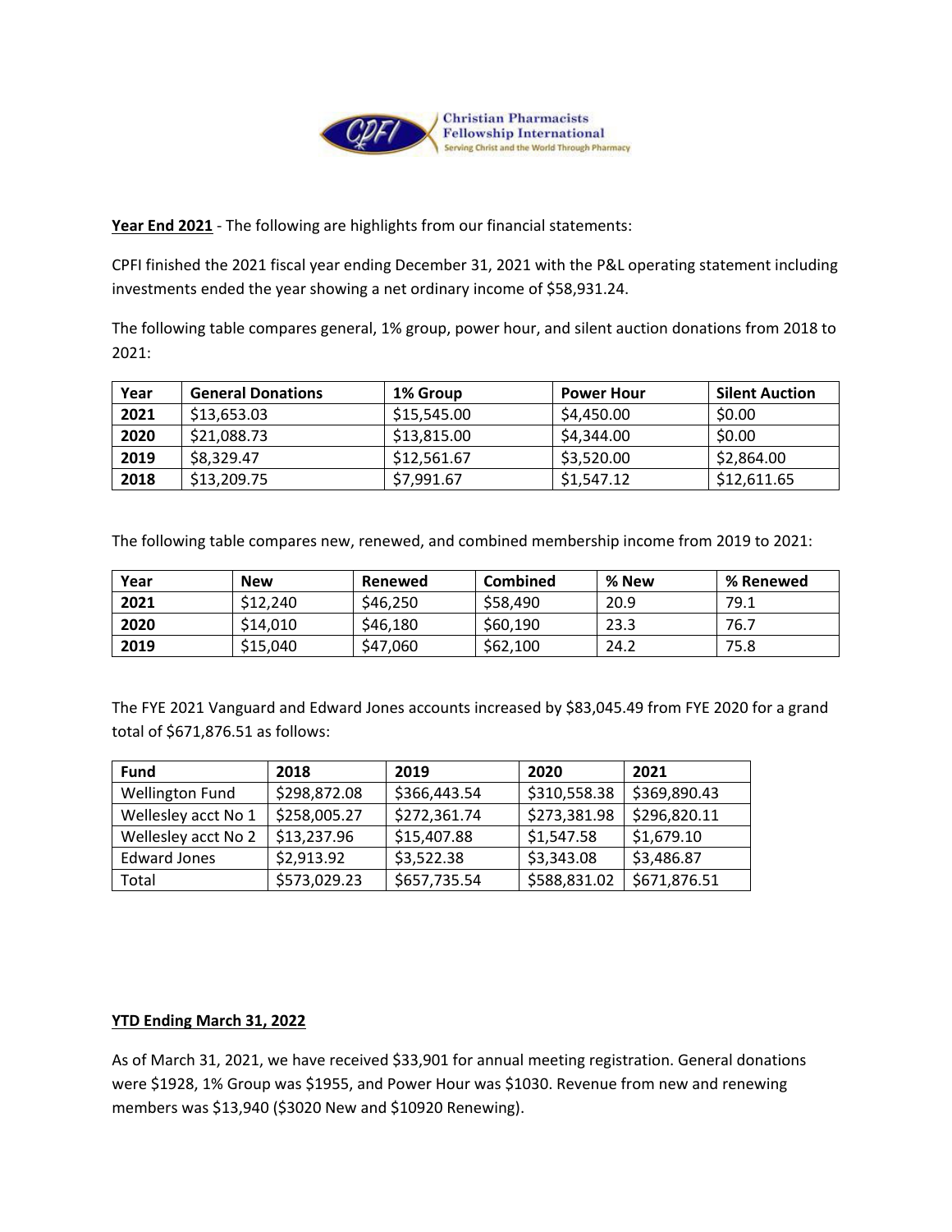Christian Pharmacists Fellowship International

Serving Christ and the World Through Pharmacy

**Year End 2021** - The following are highlights from our financial statements:

CPFI finished the 2021 fiscal year ending December 31, 2021 with the P&L operating statement including investments ended the year showing a net ordinary income of $58,931.24.

The following table compares general, 1% group, power hour, and silent auction donations from 2018 to 2021:

| Year | General Donations | 1% Group | Power Hour | Silent Auction |
|---|---|---|---|---|
| **2021** | $13,653.03 | $15,545.00 | $4,450.00 | $0.00 |
| **2020** | $21,088.73 | $13,815.00 | $4,344.00 | $0.00 |
| **2019** | $8,329.47 | $12,561.67 | $3,520.00 | $2,864.00 |
| **2018** | $13,209.75 | $7,991.67 | $1,547.12 | $12,611.65 |

The following table compares new, renewed, and combined membership income from 2019 to 2021:

| Year | New | Renewed | Combined | % New | % Renewed |
|---|---|---|---|---|---|
| **2021** | $12,240 | $46,250 | $58,490 | 20.9 | 79.1 |
| **2020** | $14,010 | $46,180 | $60,190 | 23.3 | 76.7 |
| **2019** | $15,040 | $47,060 | $62,100 | 24.2 | 75.8 |

The FYE 2021 Vanguard and Edward Jones accounts increased by $83,045.49 from FYE 2020 for a grand total of $671,876.51 as follows:

| Fund | 2018 | 2019 | 2020 | 2021 |
|---|---|---|---|---|
| Wellington Fund | $298,872.08 | $366,443.54 | $310,558.38 | $369,890.43 |
| Wellesley acct No 1 | $258,005.27 | $272,361.74 | $273,381.98 | $296,820.11 |
| Wellesley acct No 2 | $13,237.96 | $15,407.88 | $1,547.58 | $1,679.10 |
| Edward Jones | $2,913.92 | $3,522.38 | $3,343.08 | $3,486.87 |
| Total | $573,029.23 | $657,735.54 | $588,831.02 | $671,876.51 |

**YTD Ending March 31, 2022**

As of March 31, 2021, we have received $33,901 for annual meeting registration. General donations were $1928, 1% Group was $1955, and Power Hour was $1030. Revenue from new and renewing members was $13,940 ($3020 New and $10920 Renewing).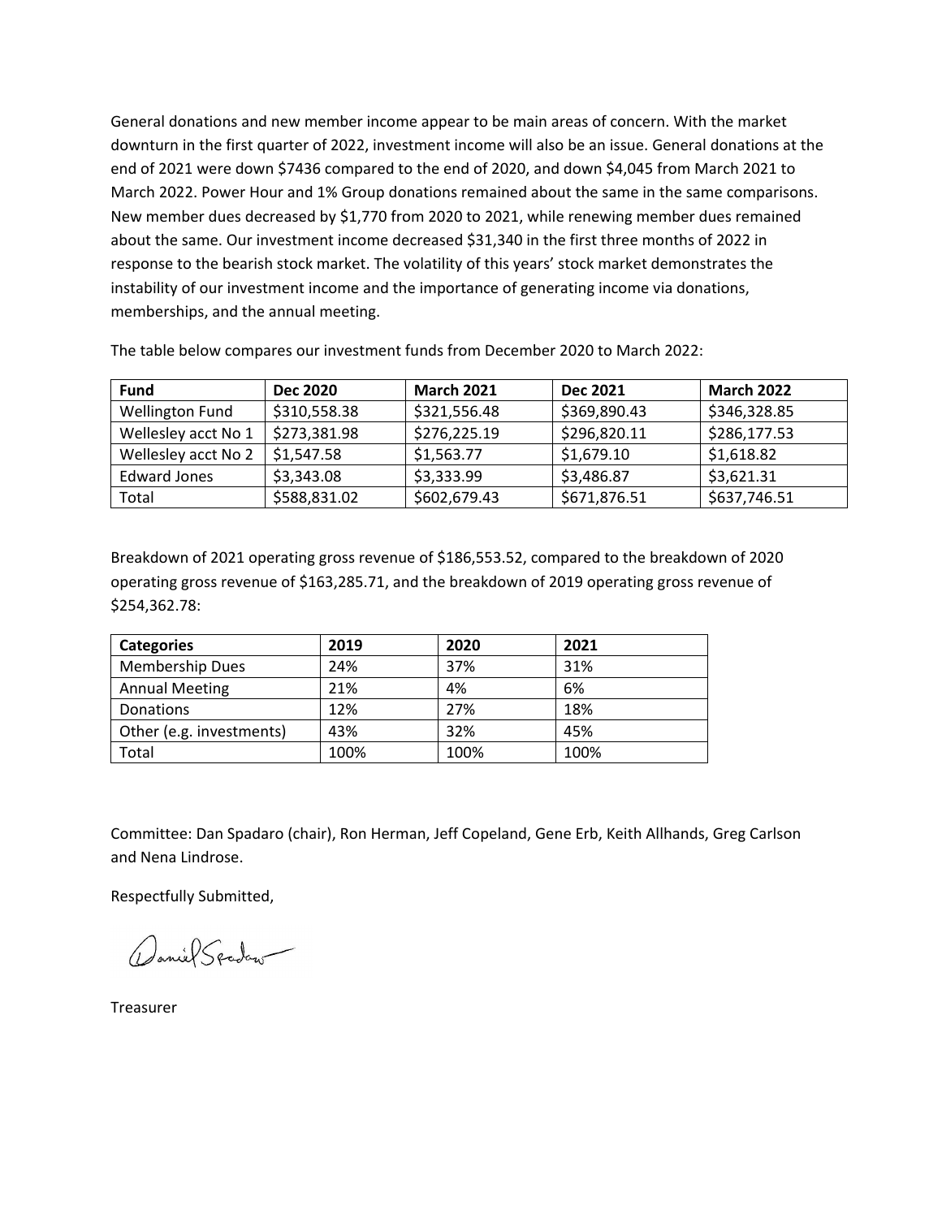General donations and new member income appear to be main areas of concern. With the market downturn in the first quarter of 2022, investment income will also be an issue. General donations at the end of 2021 were down $7436 compared to the end of 2020, and down $4,045 from March 2021 to March 2022. Power Hour and 1% Group donations remained about the same in the same comparisons. New member dues decreased by $1,770 from 2020 to 2021, while renewing member dues remained about the same. Our investment income decreased $31,340 in the first three months of 2022 in response to the bearish stock market. The volatility of this years' stock market demonstrates the instability of our investment income and the importance of generating income via donations, memberships, and the annual meeting.

The table below compares our investment funds from December 2020 to March 2022:

| Fund | Dec 2020 | March 2021 | Dec 2021 | March 2022 |
|---|---|---|---|---|
| Wellington Fund | $310,558.38 | $321,556.48 | $369,890.43 | $346,328.85 |
| Wellesley acct No 1 | $273,381.98 | $276,225.19 | $296,820.11 | $286,177.53 |
| Wellesley acct No 2 | $1,547.58 | $1,563.77 | $1,679.10 | $1,618.82 |
| Edward Jones | $3,343.08 | $3,333.99 | $3,486.87 | $3,621.31 |
| Total | $588,831.02 | $602,679.43 | $671,876.51 | $637,746.51 |

Breakdown of 2021 operating gross revenue of $186,553.52, compared to the breakdown of 2020 operating gross revenue of $163,285.71, and the breakdown of 2019 operating gross revenue of $254,362.78:

| Categories | 2019 | 2020 | 2021 |
|---|---|---|---|
| Membership Dues | 24% | 37% | 31% |
| Annual Meeting | 21% | 4% | 6% |
| Donations | 12% | 27% | 18% |
| Other (e.g. investments) | 43% | 32% | 45% |
| Total | 100% | 100% | 100% |

Committee: Dan Spadaro (chair), Ron Herman, Jeff Copeland, Gene Erb, Keith Allhands, Greg Carlson and Nena Lindrose.

Respectfully Submitted,

Daniel Spadaro

Treasurer